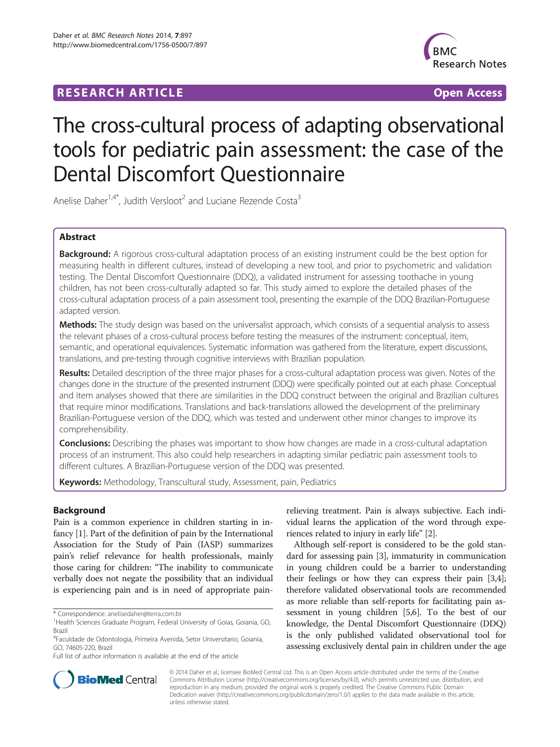RESEARCH ARTICLE Open Access

# The cross-cultural process of adapting observational tools for pediatric pain assessment: the case of the Dental Discomfort Questionnaire

Anelise Daher[1,4*], Judith Versloot[2] and Luciane Rezende Costa[3]

## Abstract

**Background:** A rigorous cross-cultural adaptation process of an existing instrument could be the best option for measuring health in different cultures, instead of developing a new tool, and prior to psychometric and validation testing. The Dental Discomfort Questionnaire (DDQ), a validated instrument for assessing toothache in young children, has not been cross-culturally adapted so far. This study aimed to explore the detailed phases of the cross-cultural adaptation process of a pain assessment tool, presenting the example of the DDQ Brazilian-Portuguese adapted version.

**Methods:** The study design was based on the universalist approach, which consists of a sequential analysis to assess the relevant phases of a cross-cultural process before testing the measures of the instrument: conceptual, item, semantic, and operational equivalences. Systematic information was gathered from the literature, expert discussions, translations, and pre-testing through cognitive interviews with Brazilian population.

**Results:** Detailed description of the three major phases for a cross-cultural adaptation process was given. Notes of the changes done in the structure of the presented instrument (DDQ) were specifically pointed out at each phase. Conceptual and item analyses showed that there are similarities in the DDQ construct between the original and Brazilian cultures that require minor modifications. Translations and back-translations allowed the development of the preliminary Brazilian-Portuguese version of the DDQ, which was tested and underwent other minor changes to improve its comprehensibility.

**Conclusions:** Describing the phases was important to show how changes are made in a cross-cultural adaptation process of an instrument. This also could help researchers in adapting similar pediatric pain assessment tools to different cultures. A Brazilian-Portuguese version of the DDQ was presented.

**Keywords:** Methodology, Transcultural study, Assessment, pain, Pediatrics

## Background

Pain is a common experience in children starting in infancy [1]. Part of the definition of pain by the International Association for the Study of Pain (IASP) summarizes pain's relief relevance for health professionals, mainly those caring for children: "The inability to communicate verbally does not negate the possibility that an individual is experiencing pain and is in need of appropriate pain-relieving treatment. Pain is always subjective. Each individual learns the application of the word through experiences related to injury in early life" [2].

Although self-report is considered to be the gold standard for assessing pain [3], immaturity in communication in young children could be a barrier to understanding their feelings or how they can express their pain [3,4]; therefore validated observational tools are recommended as more reliable than self-reports for facilitating pain assessment in young children [5,6]. To the best of our knowledge, the Dental Discomfort Questionnaire (DDQ) is the only published validated observational tool for assessing exclusively dental pain in children under the age

\* Correspondence: anelisedaher@terra.com.br
[1]Health Sciences Graduate Program, Federal University of Goias, Goiania, GO, Brazil
[4]Faculdade de Odontologia, Primeira Avenida, Setor Universitario, Goiania, GO, 74605-220, Brazil
Full list of author information is available at the end of the article

© 2014 Daher et al.; licensee BioMed Central Ltd. This is an Open Access article distributed under the terms of the Creative Commons Attribution License (http://creativecommons.org/licenses/by/4.0), which permits unrestricted use, distribution, and reproduction in any medium, provided the original work is properly credited. The Creative Commons Public Domain Dedication waiver (http://creativecommons.org/publicdomain/zero/1.0/) applies to the data made available in this article, unless otherwise stated.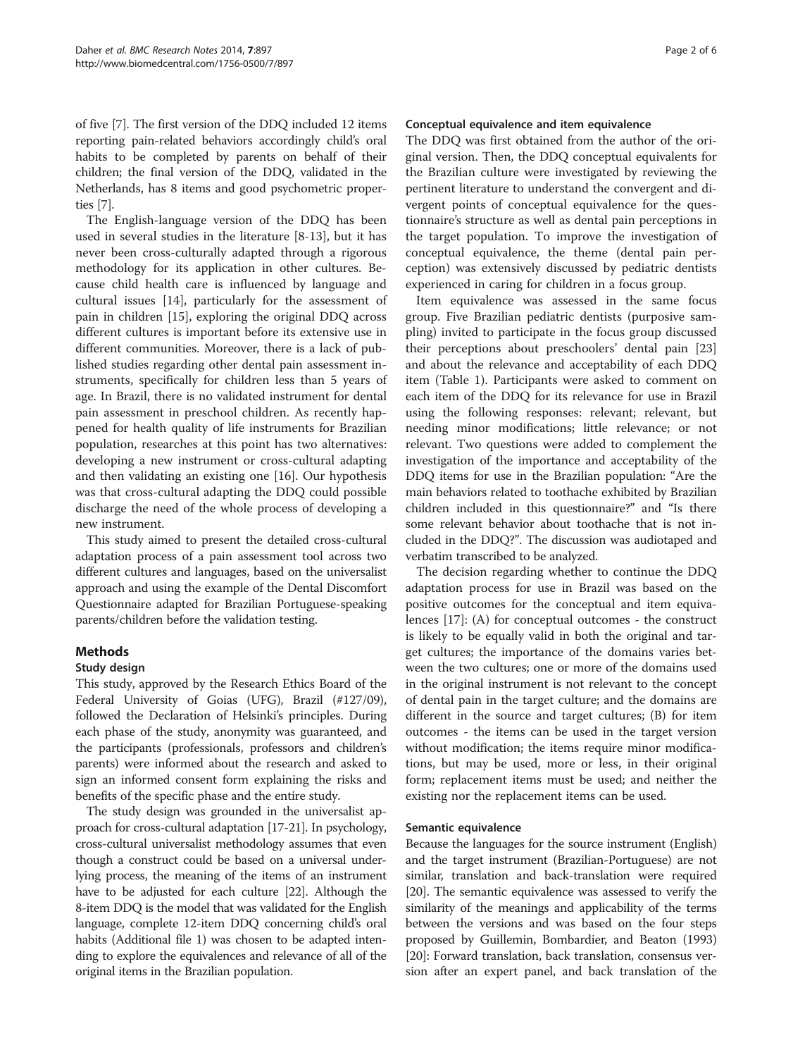of five [7]. The first version of the DDQ included 12 items reporting pain-related behaviors accordingly child's oral habits to be completed by parents on behalf of their children; the final version of the DDQ, validated in the Netherlands, has 8 items and good psychometric properties [7].

The English-language version of the DDQ has been used in several studies in the literature [8-13], but it has never been cross-culturally adapted through a rigorous methodology for its application in other cultures. Because child health care is influenced by language and cultural issues [14], particularly for the assessment of pain in children [15], exploring the original DDQ across different cultures is important before its extensive use in different communities. Moreover, there is a lack of published studies regarding other dental pain assessment instruments, specifically for children less than 5 years of age. In Brazil, there is no validated instrument for dental pain assessment in preschool children. As recently happened for health quality of life instruments for Brazilian population, researches at this point has two alternatives: developing a new instrument or cross-cultural adapting and then validating an existing one [16]. Our hypothesis was that cross-cultural adapting the DDQ could possible discharge the need of the whole process of developing a new instrument.

This study aimed to present the detailed cross-cultural adaptation process of a pain assessment tool across two different cultures and languages, based on the universalist approach and using the example of the Dental Discomfort Questionnaire adapted for Brazilian Portuguese-speaking parents/children before the validation testing.

## Methods

### Study design

This study, approved by the Research Ethics Board of the Federal University of Goias (UFG), Brazil (#127/09), followed the Declaration of Helsinki's principles. During each phase of the study, anonymity was guaranteed, and the participants (professionals, professors and children's parents) were informed about the research and asked to sign an informed consent form explaining the risks and benefits of the specific phase and the entire study.

The study design was grounded in the universalist approach for cross-cultural adaptation [17-21]. In psychology, cross-cultural universalist methodology assumes that even though a construct could be based on a universal underlying process, the meaning of the items of an instrument have to be adjusted for each culture [22]. Although the 8-item DDQ is the model that was validated for the English language, complete 12-item DDQ concerning child's oral habits (Additional file 1) was chosen to be adapted intending to explore the equivalences and relevance of all of the original items in the Brazilian population.

### Conceptual equivalence and item equivalence

The DDQ was first obtained from the author of the original version. Then, the DDQ conceptual equivalents for the Brazilian culture were investigated by reviewing the pertinent literature to understand the convergent and divergent points of conceptual equivalence for the questionnaire's structure as well as dental pain perceptions in the target population. To improve the investigation of conceptual equivalence, the theme (dental pain perception) was extensively discussed by pediatric dentists experienced in caring for children in a focus group.

Item equivalence was assessed in the same focus group. Five Brazilian pediatric dentists (purposive sampling) invited to participate in the focus group discussed their perceptions about preschoolers' dental pain [23] and about the relevance and acceptability of each DDQ item (Table 1). Participants were asked to comment on each item of the DDQ for its relevance for use in Brazil using the following responses: relevant; relevant, but needing minor modifications; little relevance; or not relevant. Two questions were added to complement the investigation of the importance and acceptability of the DDQ items for use in the Brazilian population: "Are the main behaviors related to toothache exhibited by Brazilian children included in this questionnaire?" and "Is there some relevant behavior about toothache that is not included in the DDQ?". The discussion was audiotaped and verbatim transcribed to be analyzed.

The decision regarding whether to continue the DDQ adaptation process for use in Brazil was based on the positive outcomes for the conceptual and item equivalences [17]: (A) for conceptual outcomes - the construct is likely to be equally valid in both the original and target cultures; the importance of the domains varies between the two cultures; one or more of the domains used in the original instrument is not relevant to the concept of dental pain in the target culture; and the domains are different in the source and target cultures; (B) for item outcomes - the items can be used in the target version without modification; the items require minor modifications, but may be used, more or less, in their original form; replacement items must be used; and neither the existing nor the replacement items can be used.

### Semantic equivalence

Because the languages for the source instrument (English) and the target instrument (Brazilian-Portuguese) are not similar, translation and back-translation were required [20]. The semantic equivalence was assessed to verify the similarity of the meanings and applicability of the terms between the versions and was based on the four steps proposed by Guillemin, Bombardier, and Beaton (1993) [20]: Forward translation, back translation, consensus version after an expert panel, and back translation of the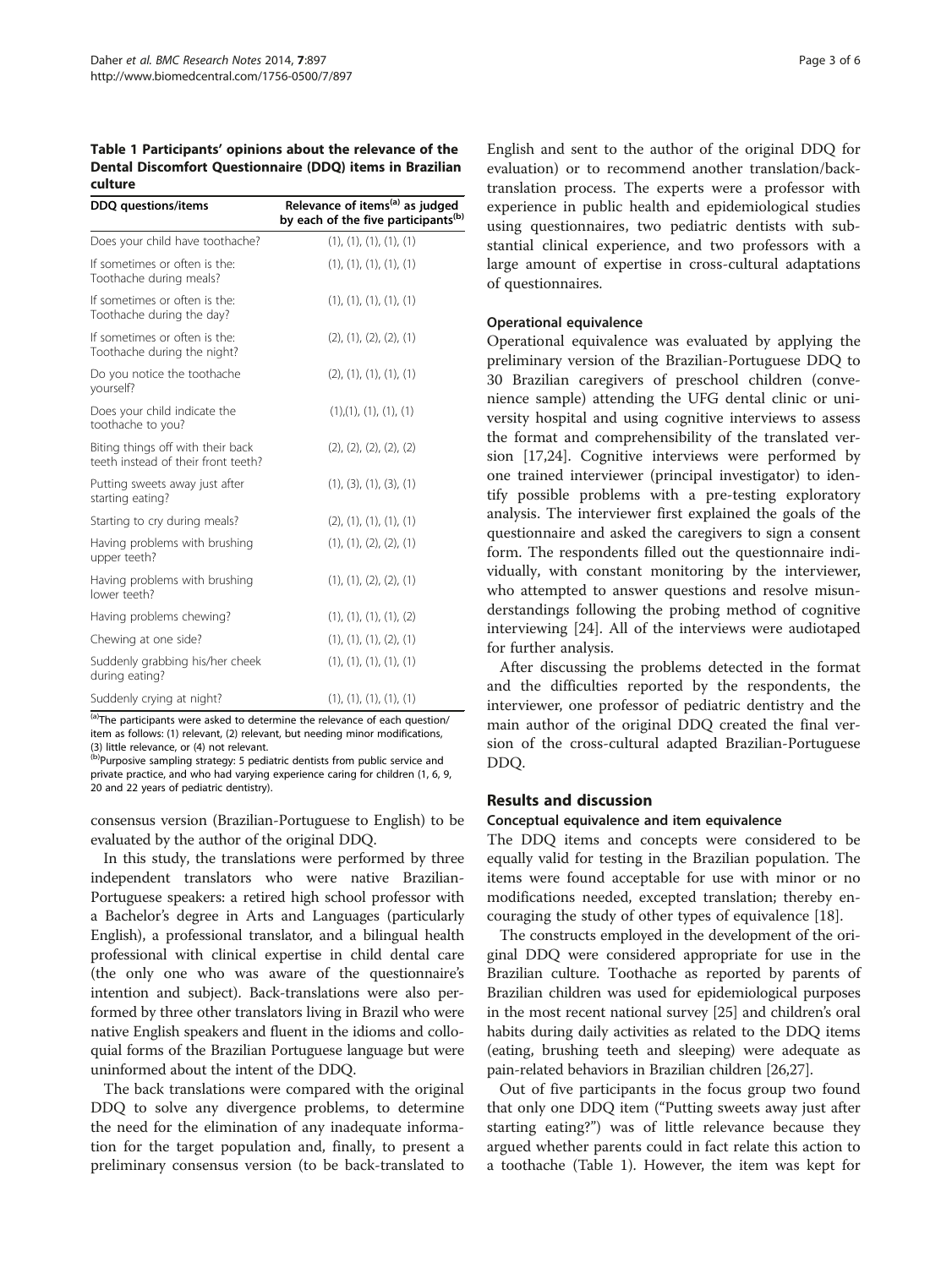**Table 1 Participants' opinions about the relevance of the Dental Discomfort Questionnaire (DDQ) items in Brazilian culture**

| DDQ questions/items | Relevance of items[(a)] as judged by each of the five participants[(b)] |
|---|---|
| Does your child have toothache? | (1), (1), (1), (1), (1) |
| If sometimes or often is the: Toothache during meals? | (1), (1), (1), (1), (1) |
| If sometimes or often is the: Toothache during the day? | (1), (1), (1), (1), (1) |
| If sometimes or often is the: Toothache during the night? | (2), (1), (2), (2), (1) |
| Do you notice the toothache yourself? | (2), (1), (1), (1), (1) |
| Does your child indicate the toothache to you? | (1),(1), (1), (1), (1) |
| Biting things off with their back teeth instead of their front teeth? | (2), (2), (2), (2), (2) |
| Putting sweets away just after starting eating? | (1), (3), (1), (3), (1) |
| Starting to cry during meals? | (2), (1), (1), (1), (1) |
| Having problems with brushing upper teeth? | (1), (1), (2), (2), (1) |
| Having problems with brushing lower teeth? | (1), (1), (2), (2), (1) |
| Having problems chewing? | (1), (1), (1), (1), (2) |
| Chewing at one side? | (1), (1), (1), (2), (1) |
| Suddenly grabbing his/her cheek during eating? | (1), (1), (1), (1), (1) |
| Suddenly crying at night? | (1), (1), (1), (1), (1) |

[(a)]The participants were asked to determine the relevance of each question/item as follows: (1) relevant, (2) relevant, but needing minor modifications, (3) little relevance, or (4) not relevant.
[(b)]Purposive sampling strategy: 5 pediatric dentists from public service and private practice, and who had varying experience caring for children (1, 6, 9, 20 and 22 years of pediatric dentistry).

consensus version (Brazilian-Portuguese to English) to be evaluated by the author of the original DDQ.

In this study, the translations were performed by three independent translators who were native Brazilian-Portuguese speakers: a retired high school professor with a Bachelor's degree in Arts and Languages (particularly English), a professional translator, and a bilingual health professional with clinical expertise in child dental care (the only one who was aware of the questionnaire's intention and subject). Back-translations were also performed by three other translators living in Brazil who were native English speakers and fluent in the idioms and colloquial forms of the Brazilian Portuguese language but were uninformed about the intent of the DDQ.

The back translations were compared with the original DDQ to solve any divergence problems, to determine the need for the elimination of any inadequate information for the target population and, finally, to present a preliminary consensus version (to be back-translated to English and sent to the author of the original DDQ for evaluation) or to recommend another translation/back-translation process. The experts were a professor with experience in public health and epidemiological studies using questionnaires, two pediatric dentists with substantial clinical experience, and two professors with a large amount of expertise in cross-cultural adaptations of questionnaires.

#### Operational equivalence

Operational equivalence was evaluated by applying the preliminary version of the Brazilian-Portuguese DDQ to 30 Brazilian caregivers of preschool children (convenience sample) attending the UFG dental clinic or university hospital and using cognitive interviews to assess the format and comprehensibility of the translated version [17,24]. Cognitive interviews were performed by one trained interviewer (principal investigator) to identify possible problems with a pre-testing exploratory analysis. The interviewer first explained the goals of the questionnaire and asked the caregivers to sign a consent form. The respondents filled out the questionnaire individually, with constant monitoring by the interviewer, who attempted to answer questions and resolve misunderstandings following the probing method of cognitive interviewing [24]. All of the interviews were audiotaped for further analysis.

After discussing the problems detected in the format and the difficulties reported by the respondents, the interviewer, one professor of pediatric dentistry and the main author of the original DDQ created the final version of the cross-cultural adapted Brazilian-Portuguese DDQ.

## Results and discussion

#### Conceptual equivalence and item equivalence

The DDQ items and concepts were considered to be equally valid for testing in the Brazilian population. The items were found acceptable for use with minor or no modifications needed, excepted translation; thereby encouraging the study of other types of equivalence [18].

The constructs employed in the development of the original DDQ were considered appropriate for use in the Brazilian culture. Toothache as reported by parents of Brazilian children was used for epidemiological purposes in the most recent national survey [25] and children's oral habits during daily activities as related to the DDQ items (eating, brushing teeth and sleeping) were adequate as pain-related behaviors in Brazilian children [26,27].

Out of five participants in the focus group two found that only one DDQ item ("Putting sweets away just after starting eating?") was of little relevance because they argued whether parents could in fact relate this action to a toothache (Table 1). However, the item was kept for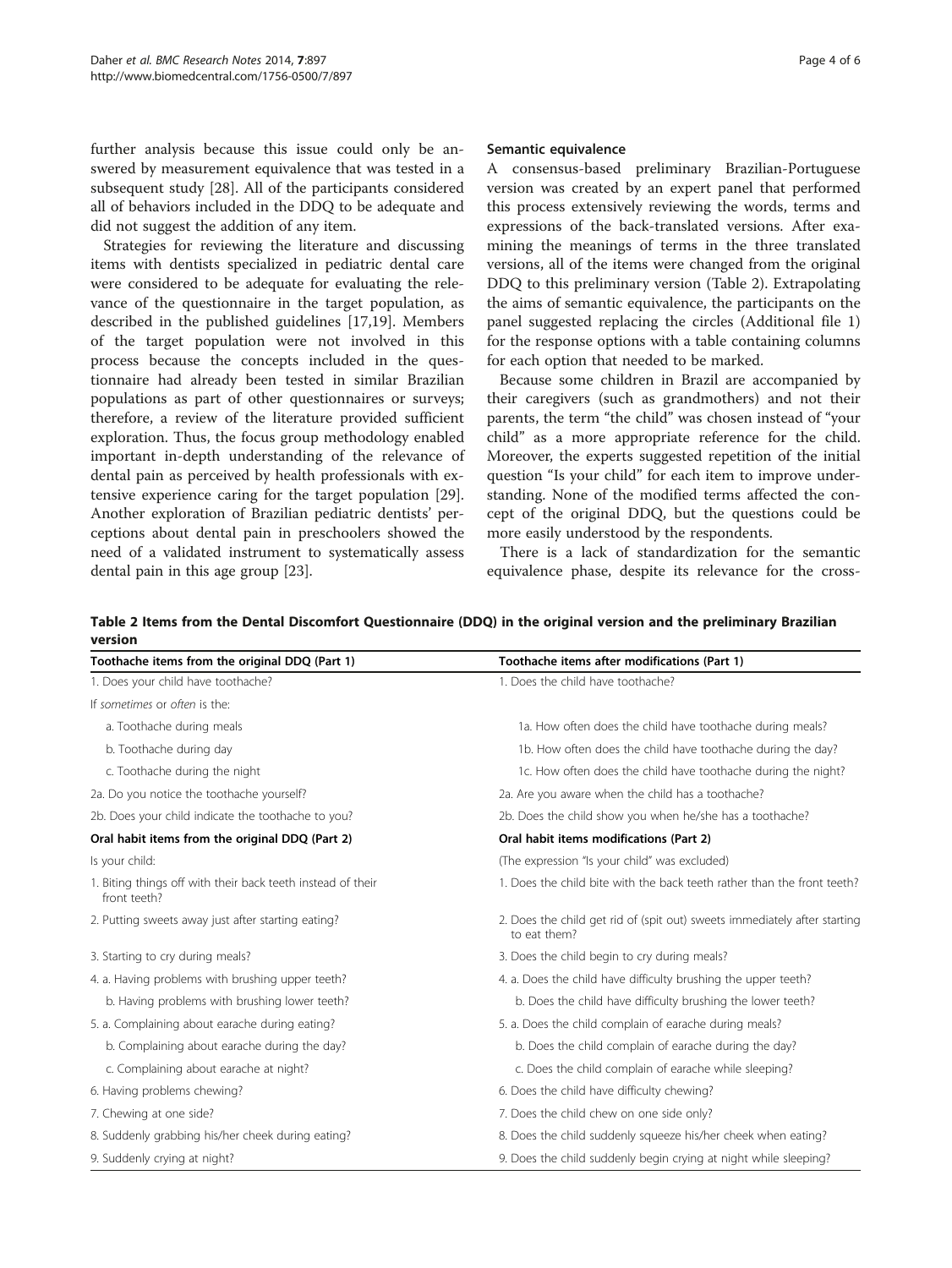further analysis because this issue could only be answered by measurement equivalence that was tested in a subsequent study [28]. All of the participants considered all of behaviors included in the DDQ to be adequate and did not suggest the addition of any item.

Strategies for reviewing the literature and discussing items with dentists specialized in pediatric dental care were considered to be adequate for evaluating the relevance of the questionnaire in the target population, as described in the published guidelines [17,19]. Members of the target population were not involved in this process because the concepts included in the questionnaire had already been tested in similar Brazilian populations as part of other questionnaires or surveys; therefore, a review of the literature provided sufficient exploration. Thus, the focus group methodology enabled important in-depth understanding of the relevance of dental pain as perceived by health professionals with extensive experience caring for the target population [29]. Another exploration of Brazilian pediatric dentists' perceptions about dental pain in preschoolers showed the need of a validated instrument to systematically assess dental pain in this age group [23].

### Semantic equivalence

A consensus-based preliminary Brazilian-Portuguese version was created by an expert panel that performed this process extensively reviewing the words, terms and expressions of the back-translated versions. After examining the meanings of terms in the three translated versions, all of the items were changed from the original DDQ to this preliminary version (Table 2). Extrapolating the aims of semantic equivalence, the participants on the panel suggested replacing the circles (Additional file 1) for the response options with a table containing columns for each option that needed to be marked.

Because some children in Brazil are accompanied by their caregivers (such as grandmothers) and not their parents, the term "the child" was chosen instead of "your child" as a more appropriate reference for the child. Moreover, the experts suggested repetition of the initial question "Is your child" for each item to improve understanding. None of the modified terms affected the concept of the original DDQ, but the questions could be more easily understood by the respondents.

There is a lack of standardization for the semantic equivalence phase, despite its relevance for the cross-

**Table 2 Items from the Dental Discomfort Questionnaire (DDQ) in the original version and the preliminary Brazilian version**

| Toothache items from the original DDQ (Part 1) | Toothache items after modifications (Part 1) |
|---|---|
| 1. Does your child have toothache? | 1. Does the child have toothache? |
| If *sometimes* or *often* is the: | |
| a. Toothache during meals | 1a. How often does the child have toothache during meals? |
| b. Toothache during day | 1b. How often does the child have toothache during the day? |
| c. Toothache during the night | 1c. How often does the child have toothache during the night? |
| 2a. Do you notice the toothache yourself? | 2a. Are you aware when the child has a toothache? |
| 2b. Does your child indicate the toothache to you? | 2b. Does the child show you when he/she has a toothache? |
| **Oral habit items from the original DDQ (Part 2)** | **Oral habit items modifications (Part 2)** |
| Is your child: | (The expression "Is your child" was excluded) |
| 1. Biting things off with their back teeth instead of their front teeth? | 1. Does the child bite with the back teeth rather than the front teeth? |
| 2. Putting sweets away just after starting eating? | 2. Does the child get rid of (spit out) sweets immediately after starting to eat them? |
| 3. Starting to cry during meals? | 3. Does the child begin to cry during meals? |
| 4. a. Having problems with brushing upper teeth? | 4. a. Does the child have difficulty brushing the upper teeth? |
| b. Having problems with brushing lower teeth? | b. Does the child have difficulty brushing the lower teeth? |
| 5. a. Complaining about earache during eating? | 5. a. Does the child complain of earache during meals? |
| b. Complaining about earache during the day? | b. Does the child complain of earache during the day? |
| c. Complaining about earache at night? | c. Does the child complain of earache while sleeping? |
| 6. Having problems chewing? | 6. Does the child have difficulty chewing? |
| 7. Chewing at one side? | 7. Does the child chew on one side only? |
| 8. Suddenly grabbing his/her cheek during eating? | 8. Does the child suddenly squeeze his/her cheek when eating? |
| 9. Suddenly crying at night? | 9. Does the child suddenly begin crying at night while sleeping? |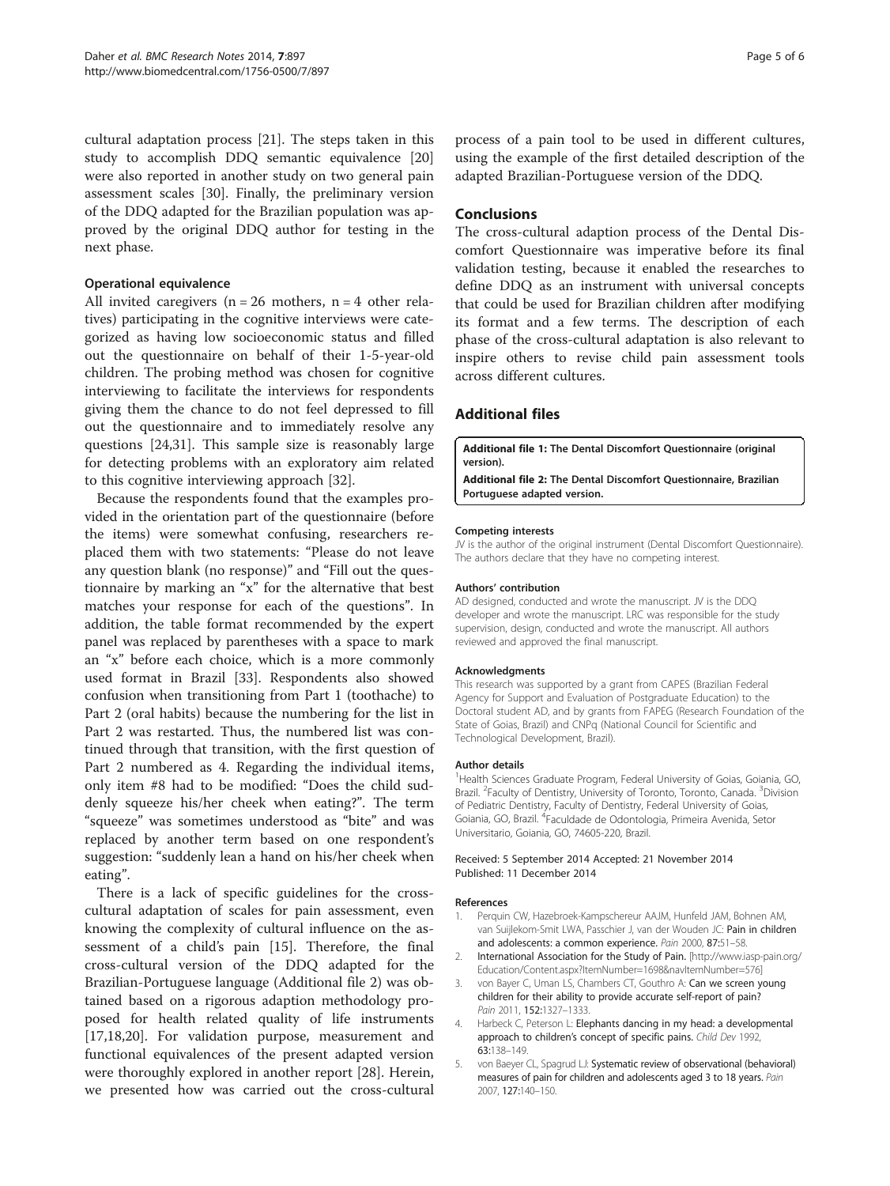cultural adaptation process [21]. The steps taken in this study to accomplish DDQ semantic equivalence [20] were also reported in another study on two general pain assessment scales [30]. Finally, the preliminary version of the DDQ adapted for the Brazilian population was approved by the original DDQ author for testing in the next phase.

### Operational equivalence

All invited caregivers (n = 26 mothers, n = 4 other relatives) participating in the cognitive interviews were categorized as having low socioeconomic status and filled out the questionnaire on behalf of their 1-5-year-old children. The probing method was chosen for cognitive interviewing to facilitate the interviews for respondents giving them the chance to do not feel depressed to fill out the questionnaire and to immediately resolve any questions [24,31]. This sample size is reasonably large for detecting problems with an exploratory aim related to this cognitive interviewing approach [32].

Because the respondents found that the examples provided in the orientation part of the questionnaire (before the items) were somewhat confusing, researchers replaced them with two statements: "Please do not leave any question blank (no response)" and "Fill out the questionnaire by marking an "x" for the alternative that best matches your response for each of the questions". In addition, the table format recommended by the expert panel was replaced by parentheses with a space to mark an "x" before each choice, which is a more commonly used format in Brazil [33]. Respondents also showed confusion when transitioning from Part 1 (toothache) to Part 2 (oral habits) because the numbering for the list in Part 2 was restarted. Thus, the numbered list was continued through that transition, with the first question of Part 2 numbered as 4. Regarding the individual items, only item #8 had to be modified: "Does the child suddenly squeeze his/her cheek when eating?". The term "squeeze" was sometimes understood as "bite" and was replaced by another term based on one respondent's suggestion: "suddenly lean a hand on his/her cheek when eating".

There is a lack of specific guidelines for the cross-cultural adaptation of scales for pain assessment, even knowing the complexity of cultural influence on the assessment of a child's pain [15]. Therefore, the final cross-cultural version of the DDQ adapted for the Brazilian-Portuguese language (Additional file 2) was obtained based on a rigorous adaption methodology proposed for health related quality of life instruments [17,18,20]. For validation purpose, measurement and functional equivalences of the present adapted version were thoroughly explored in another report [28]. Herein, we presented how was carried out the cross-cultural process of a pain tool to be used in different cultures, using the example of the first detailed description of the adapted Brazilian-Portuguese version of the DDQ.

## Conclusions

The cross-cultural adaption process of the Dental Discomfort Questionnaire was imperative before its final validation testing, because it enabled the researches to define DDQ as an instrument with universal concepts that could be used for Brazilian children after modifying its format and a few terms. The description of each phase of the cross-cultural adaptation is also relevant to inspire others to revise child pain assessment tools across different cultures.

## Additional files

**Additional file 1: The Dental Discomfort Questionnaire (original version).**

**Additional file 2: The Dental Discomfort Questionnaire, Brazilian Portuguese adapted version.**

#### Competing interests

JV is the author of the original instrument (Dental Discomfort Questionnaire). The authors declare that they have no competing interest.

#### Authors' contribution

AD designed, conducted and wrote the manuscript. JV is the DDQ developer and wrote the manuscript. LRC was responsible for the study supervision, design, conducted and wrote the manuscript. All authors reviewed and approved the final manuscript.

#### Acknowledgments

This research was supported by a grant from CAPES (Brazilian Federal Agency for Support and Evaluation of Postgraduate Education) to the Doctoral student AD, and by grants from FAPEG (Research Foundation of the State of Goias, Brazil) and CNPq (National Council for Scientific and Technological Development, Brazil).

#### Author details

[1]Health Sciences Graduate Program, Federal University of Goias, Goiania, GO, Brazil. [2]Faculty of Dentistry, University of Toronto, Toronto, Canada. [3]Division of Pediatric Dentistry, Faculty of Dentistry, Federal University of Goias, Goiania, GO, Brazil. [4]Faculdade de Odontologia, Primeira Avenida, Setor Universitario, Goiania, GO, 74605-220, Brazil.

Received: 5 September 2014 Accepted: 21 November 2014
Published: 11 December 2014

#### References

1. Perquin CW, Hazebroek-Kampschereur AAJM, Hunfeld JAM, Bohnen AM, van Suijlekom-Smit LWA, Passchier J, van der Wouden JC: **Pain in children and adolescents: a common experience.** *Pain* 2000, **87:**51–58.
2. International Association for the Study of Pain. [http://www.iasp-pain.org/Education/Content.aspx?ItemNumber=1698&navItemNumber=576]
3. von Bayer C, Uman LS, Chambers CT, Gouthro A: **Can we screen young children for their ability to provide accurate self-report of pain?** *Pain* 2011, **152:**1327–1333.
4. Harbeck C, Peterson L: **Elephants dancing in my head: a developmental approach to children's concept of specific pains.** *Child Dev* 1992, **63:**138–149.
5. von Baeyer CL, Spagrud LJ: **Systematic review of observational (behavioral) measures of pain for children and adolescents aged 3 to 18 years.** *Pain* 2007, **127:**140–150.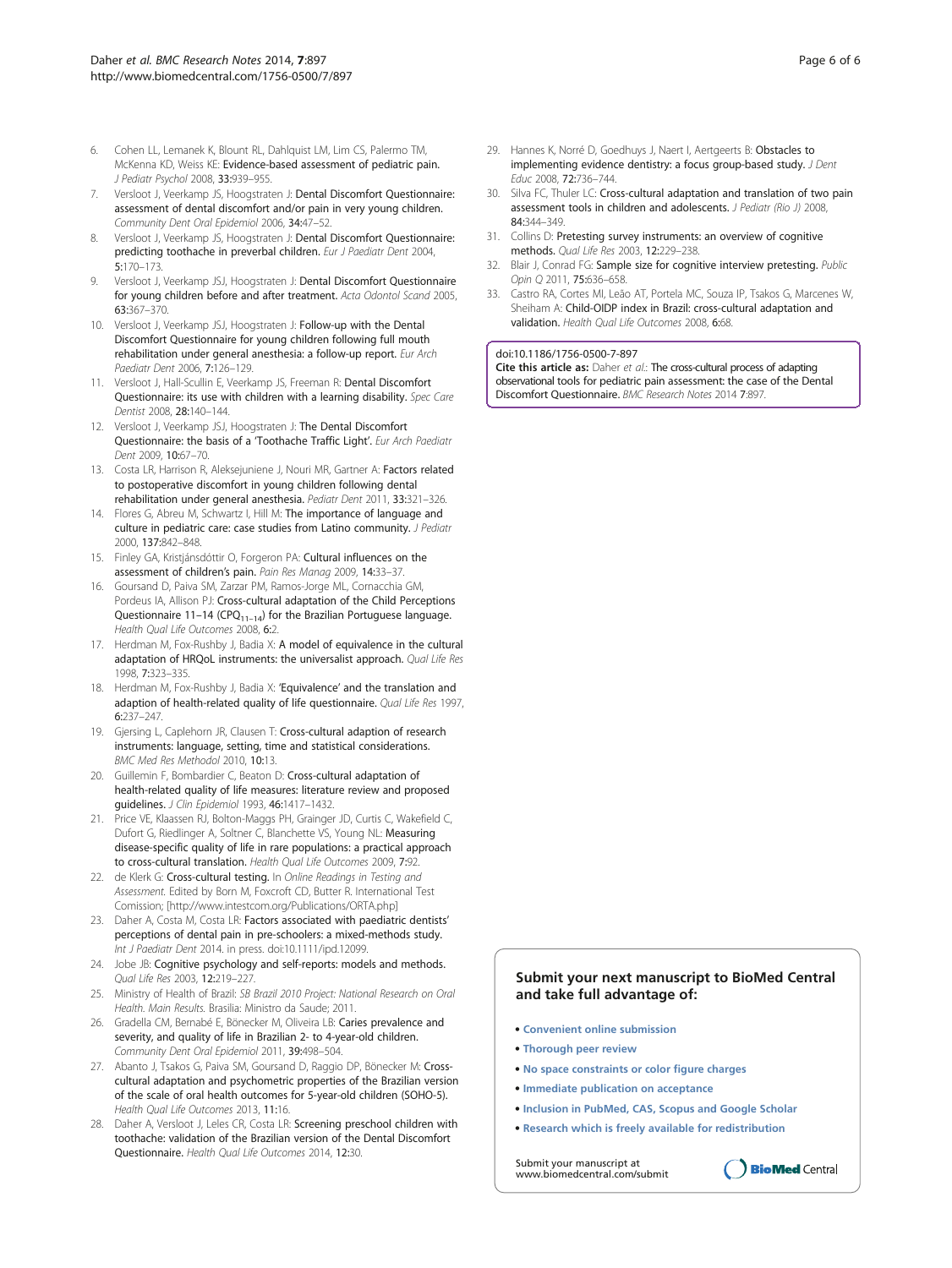6. Cohen LL, Lemanek K, Blount RL, Dahlquist LM, Lim CS, Palermo TM, McKenna KD, Weiss KE: **Evidence-based assessment of pediatric pain.** *J Pediatr Psychol* 2008, **33:**939–955.
7. Versloot J, Veerkamp JS, Hoogstraten J: **Dental Discomfort Questionnaire: assessment of dental discomfort and/or pain in very young children.** *Community Dent Oral Epidemiol* 2006, **34:**47–52.
8. Versloot J, Veerkamp JS, Hoogstraten J: **Dental Discomfort Questionnaire: predicting toothache in preverbal children.** *Eur J Paediatr Dent* 2004, **5:**170–173.
9. Versloot J, Veerkamp JSJ, Hoogstraten J: **Dental Discomfort Questionnaire for young children before and after treatment.** *Acta Odontol Scand* 2005, **63:**367–370.
10. Versloot J, Veerkamp JSJ, Hoogstraten J: **Follow-up with the Dental Discomfort Questionnaire for young children following full mouth rehabilitation under general anesthesia: a follow-up report.** *Eur Arch Paediatr Dent* 2006, **7:**126–129.
11. Versloot J, Hall-Scullin E, Veerkamp JS, Freeman R: **Dental Discomfort Questionnaire: its use with children with a learning disability.** *Spec Care Dentist* 2008, **28:**140–144.
12. Versloot J, Veerkamp JSJ, Hoogstraten J: **The Dental Discomfort Questionnaire: the basis of a 'Toothache Traffic Light'.** *Eur Arch Paediatr Dent* 2009, **10:**67–70.
13. Costa LR, Harrison R, Aleksejuniene J, Nouri MR, Gartner A: **Factors related to postoperative discomfort in young children following dental rehabilitation under general anesthesia.** *Pediatr Dent* 2011, **33:**321–326.
14. Flores G, Abreu M, Schwartz I, Hill M: **The importance of language and culture in pediatric care: case studies from Latino community.** *J Pediatr* 2000, **137:**842–848.
15. Finley GA, Kristjánsdóttir O, Forgeron PA: **Cultural influences on the assessment of children's pain.** *Pain Res Manag* 2009, **14:**33–37.
16. Goursand D, Paiva SM, Zarzar PM, Ramos-Jorge ML, Cornacchia GM, Pordeus IA, Allison PJ: **Cross-cultural adaptation of the Child Perceptions Questionnaire 11–14 ($CPQ_{11-14}$) for the Brazilian Portuguese language.** *Health Qual Life Outcomes* 2008, **6:**2.
17. Herdman M, Fox-Rushby J, Badia X: **A model of equivalence in the cultural adaptation of HRQoL instruments: the universalist approach.** *Qual Life Res* 1998, **7:**323–335.
18. Herdman M, Fox-Rushby J, Badia X: **'Equivalence' and the translation and adaption of health-related quality of life questionnaire.** *Qual Life Res* 1997, **6:**237–247.
19. Gjersing L, Caplehorn JR, Clausen T: **Cross-cultural adaption of research instruments: language, setting, time and statistical considerations.** *BMC Med Res Methodol* 2010, **10:**13.
20. Guillemin F, Bombardier C, Beaton D: **Cross-cultural adaptation of health-related quality of life measures: literature review and proposed guidelines.** *J Clin Epidemiol* 1993, **46:**1417–1432.
21. Price VE, Klaassen RJ, Bolton-Maggs PH, Grainger JD, Curtis C, Wakefield C, Dufort G, Riedlinger A, Soltner C, Blanchette VS, Young NL: **Measuring disease-specific quality of life in rare populations: a practical approach to cross-cultural translation.** *Health Qual Life Outcomes* 2009, **7:**92.
22. de Klerk G: **Cross-cultural testing.** In *Online Readings in Testing and Assessment.* Edited by Born M, Foxcroft CD, Butter R. International Test Comission; [http://www.intestcom.org/Publications/ORTA.php]
23. Daher A, Costa M, Costa LR: **Factors associated with paediatric dentists' perceptions of dental pain in pre-schoolers: a mixed-methods study.** *Int J Paediatr Dent* 2014. in press. doi:10.1111/ipd.12099.
24. Jobe JB: **Cognitive psychology and self-reports: models and methods.** *Qual Life Res* 2003, **12:**219–227.
25. Ministry of Health of Brazil: *SB Brazil 2010 Project: National Research on Oral Health. Main Results.* Brasília: Ministro da Saude; 2011.
26. Gradella CM, Bernabé E, Bönecker M, Oliveira LB: **Caries prevalence and severity, and quality of life in Brazilian 2- to 4-year-old children.** *Community Dent Oral Epidemiol* 2011, **39:**498–504.
27. Abanto J, Tsakos G, Paiva SM, Goursand D, Raggio DP, Bönecker M: **Cross-cultural adaptation and psychometric properties of the Brazilian version of the scale of oral health outcomes for 5-year-old children (SOHO-5).** *Health Qual Life Outcomes* 2013, **11:**16.
28. Daher A, Versloot J, Leles CR, Costa LR: **Screening preschool children with toothache: validation of the Brazilian version of the Dental Discomfort Questionnaire.** *Health Qual Life Outcomes* 2014, **12:**30.
29. Hannes K, Norré D, Goedhuys J, Naert I, Aertgeerts B: **Obstacles to implementing evidence dentistry: a focus group-based study.** *J Dent Educ* 2008, **72:**736–744.
30. Silva FC, Thuler LC: **Cross-cultural adaptation and translation of two pain assessment tools in children and adolescents.** *J Pediatr (Rio J)* 2008, **84:**344–349.
31. Collins D: **Pretesting survey instruments: an overview of cognitive methods.** *Qual Life Res* 2003, **12:**229–238.
32. Blair J, Conrad FG: **Sample size for cognitive interview pretesting.** *Public Opin Q* 2011, **75:**636–658.
33. Castro RA, Cortes MI, Leão AT, Portela MC, Souza IP, Tsakos G, Marcenes W, Sheiham A: **Child-OIDP index in Brazil: cross-cultural adaptation and validation.** *Health Qual Life Outcomes* 2008, **6:**68.

doi:10.1186/1756-0500-7-897

**Cite this article as:** Daher *et al.*: The cross-cultural process of adapting observational tools for pediatric pain assessment: the case of the Dental Discomfort Questionnaire. *BMC Research Notes* 2014 **7**:897.

**Submit your next manuscript to BioMed Central and take full advantage of:**

- **Convenient online submission**
- **Thorough peer review**
- **No space constraints or color figure charges**
- **Immediate publication on acceptance**
- **Inclusion in PubMed, CAS, Scopus and Google Scholar**
- **Research which is freely available for redistribution**

Submit your manuscript at www.biomedcentral.com/submit